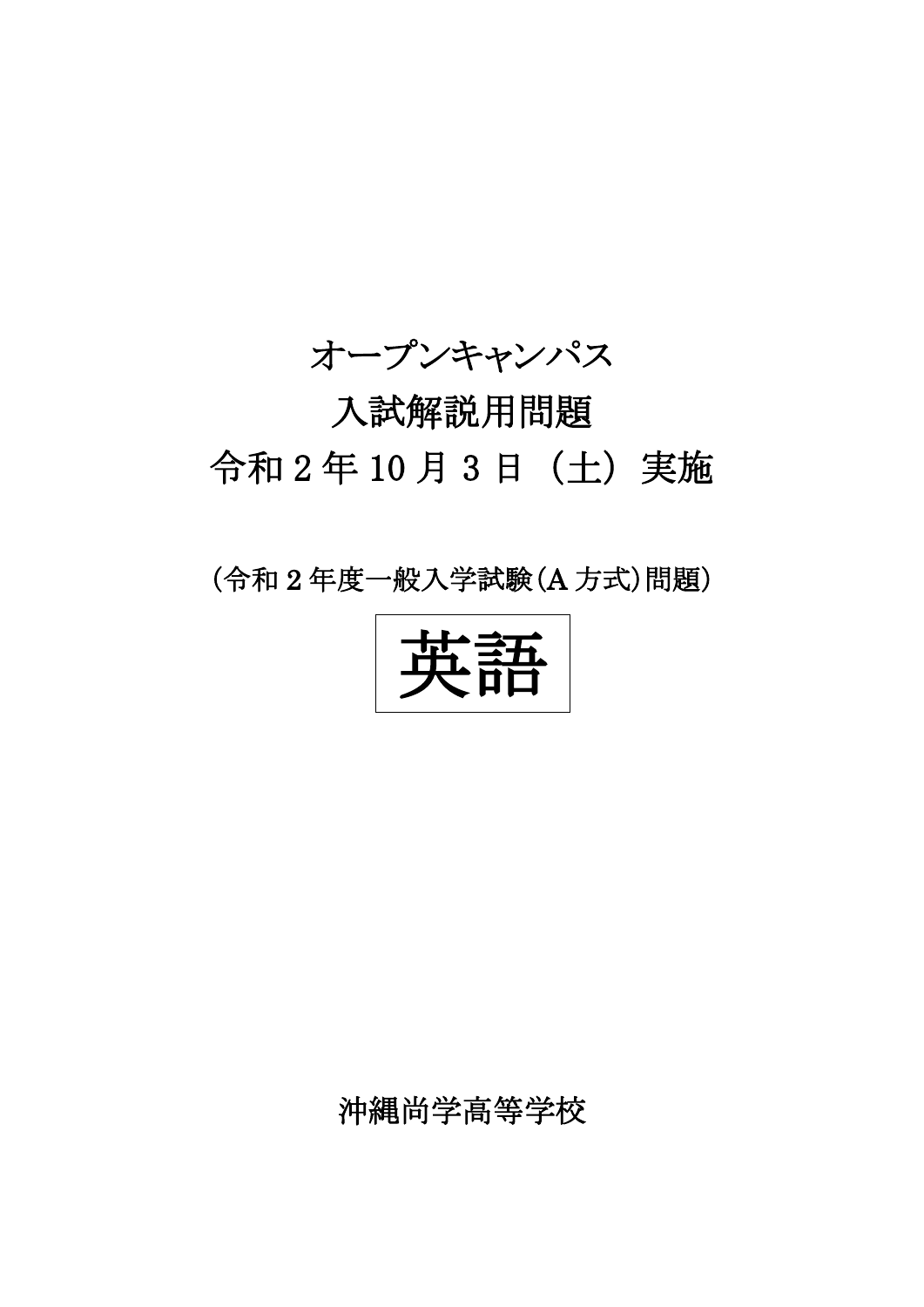# オープンキャンパス

# 入試解説用問題

# 令和２年 10 月 3 日（土）実施

（令和２年度一般入学試験（A 方式）問題）

# 英語

沖縄尚学高等学校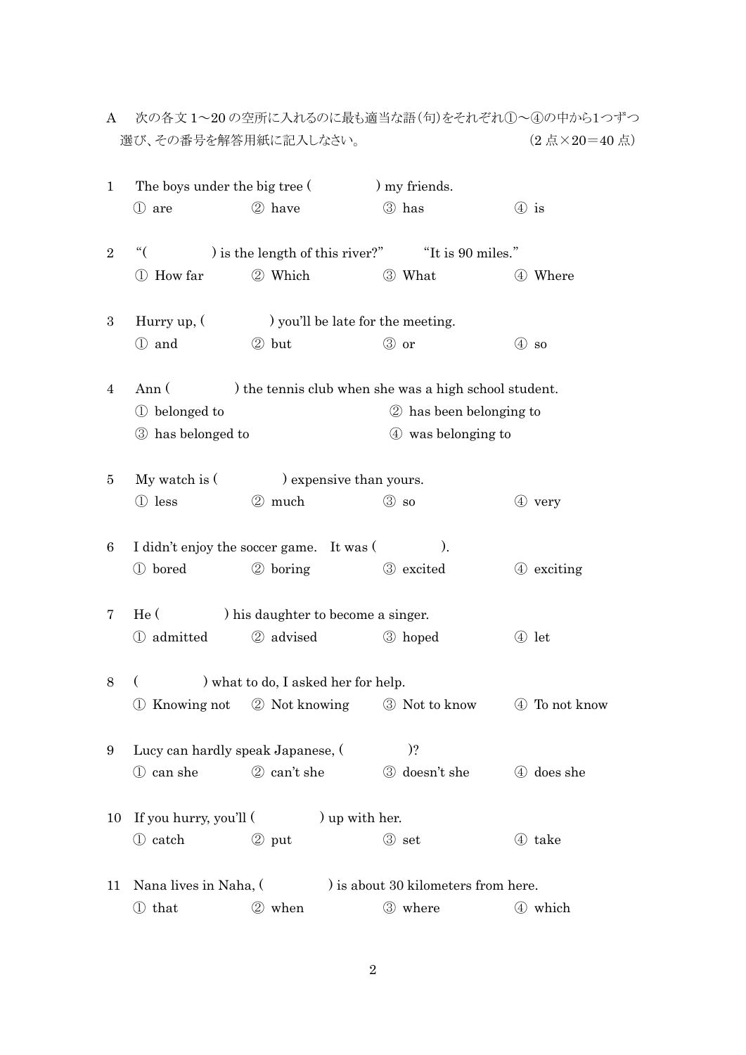A　次の各文 1～20 の空所に入れるのに最も適当な語(句)をそれぞれ①～④の中から1つずつ選び、その番号を解答用紙に記入しなさい。　　　　　　　　　　(2 点×20＝40 点)

1　The boys under the big tree (　　　　) my friends.
　① are　　② have　　③ has　　④ is

2　“(　　　　) is the length of this river?”　“It is 90 miles.”
　① How far　　② Which　　③ What　　④ Where

3　Hurry up, (　　　　) you'll be late for the meeting.
　① and　　② but　　③ or　　④ so

4　Ann (　　　　) the tennis club when she was a high school student.
　① belonged to　　② has been belonging to
　③ has belonged to　　④ was belonging to

5　My watch is (　　　　) expensive than yours.
　① less　　② much　　③ so　　④ very

6　I didn't enjoy the soccer game.　It was (　　　　).
　① bored　　② boring　　③ excited　　④ exciting

7　He (　　　　) his daughter to become a singer.
　① admitted　　② advised　　③ hoped　　④ let

8　(　　　　) what to do, I asked her for help.
　① Knowing not　　② Not knowing　　③ Not to know　　④ To not know

9　Lucy can hardly speak Japanese, (　　　　)?
　① can she　　② can't she　　③ doesn't she　　④ does she

10　If you hurry, you'll (　　　　) up with her.
　① catch　　② put　　③ set　　④ take

11　Nana lives in Naha, (　　　　) is about 30 kilometers from here.
　① that　　② when　　③ where　　④ which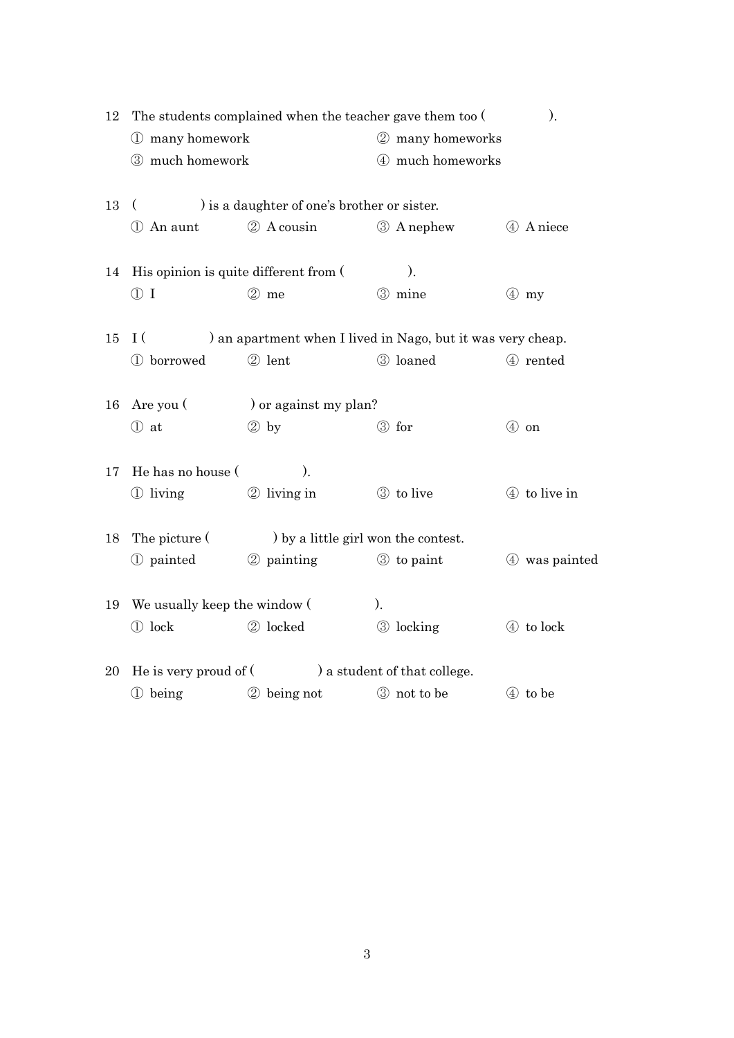12 The students complained when the teacher gave them too (　　　　).

① many homework　　② many homeworks

③ much homework　　④ much homeworks

13 (　　　　) is a daughter of one's brother or sister.

① An aunt　　② A cousin　　③ A nephew　　④ A niece

14 His opinion is quite different from (　　　　).

① I　　② me　　③ mine　　④ my

15 I (　　　　) an apartment when I lived in Nago, but it was very cheap.

① borrowed　　② lent　　③ loaned　　④ rented

16 Are you (　　　　) or against my plan?

① at　　② by　　③ for　　④ on

17 He has no house (　　　　).

① living　　② living in　　③ to live　　④ to live in

18 The picture (　　　　) by a little girl won the contest.

① painted　　② painting　　③ to paint　　④ was painted

19 We usually keep the window (　　　　).

① lock　　② locked　　③ locking　　④ to lock

20 He is very proud of (　　　　) a student of that college.

① being　　② being not　　③ not to be　　④ to be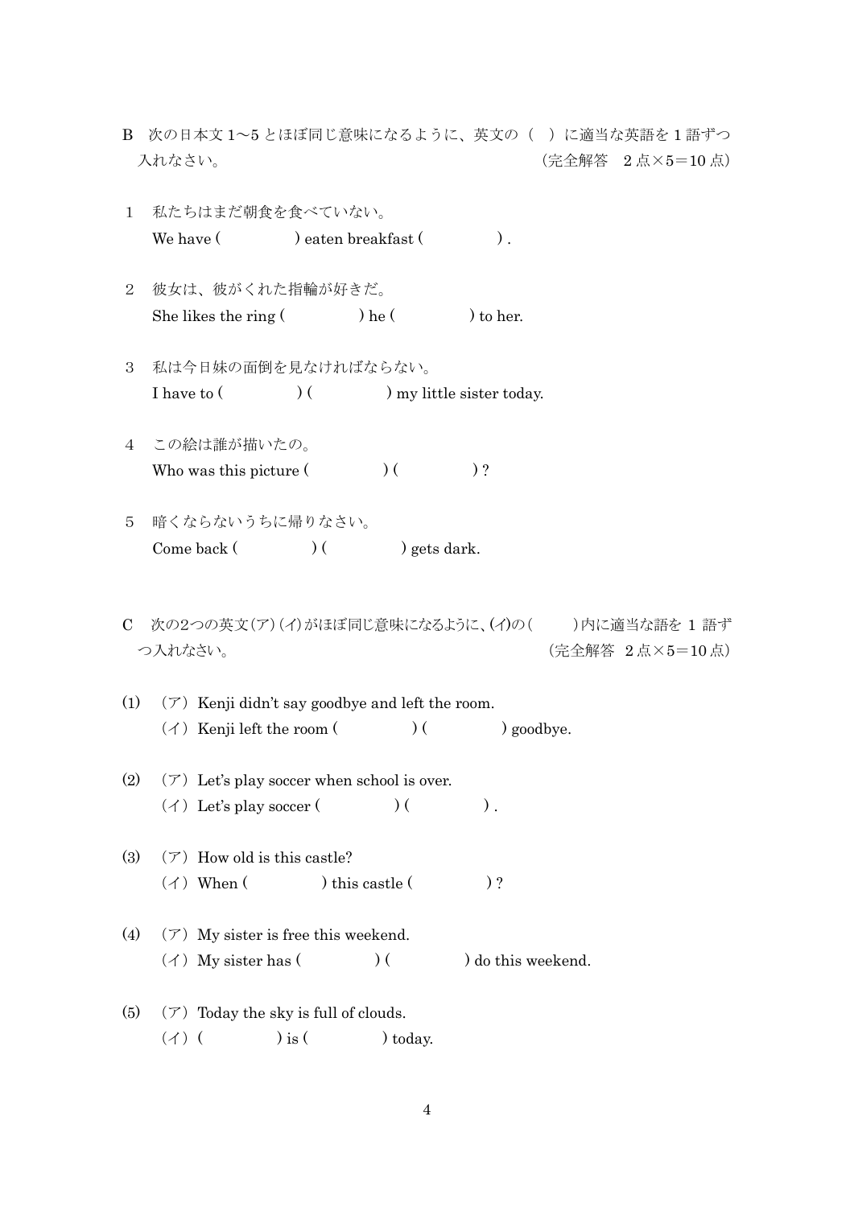B　次の日本文1～5とほぼ同じ意味になるように、英文の（　）に適当な英語を1語ずつ入れなさい。　　　　　　　　　　　　　　　　　　　　　（完全解答　2点×5＝10点）

1　私たちはまだ朝食を食べていない。

We have (　　　　　) eaten breakfast (　　　　　) .

2　彼女は、彼がくれた指輪が好きだ。

She likes the ring (　　　　　) he (　　　　　) to her.

3　私は今日妹の面倒を見なければならない。

I have to (　　　　　) (　　　　　) my little sister today.

4　この絵は誰が描いたの。

Who was this picture (　　　　　) (　　　　　) ?

5　暗くならないうちに帰りなさい。

Come back (　　　　　) (　　　　　) gets dark.

C　次の2つの英文(ア)(イ)がほぼ同じ意味になるように、(イ)の(　　　)内に適当な語を1語ずつ入れなさい。　　　　　　　　　　　　　　　　　　　（完全解答　2点×5＝10点）

(1)　（ア）Kenji didn't say goodbye and left the room.

（イ）Kenji left the room (　　　　　) (　　　　　) goodbye.

(2)　（ア）Let's play soccer when school is over.

（イ）Let's play soccer (　　　　　) (　　　　　) .

(3)　（ア）How old is this castle?

（イ）When (　　　　　) this castle (　　　　　) ?

(4)　（ア）My sister is free this weekend.

（イ）My sister has (　　　　　) (　　　　　) do this weekend.

(5)　（ア）Today the sky is full of clouds.

（イ）(　　　　　) is (　　　　　) today.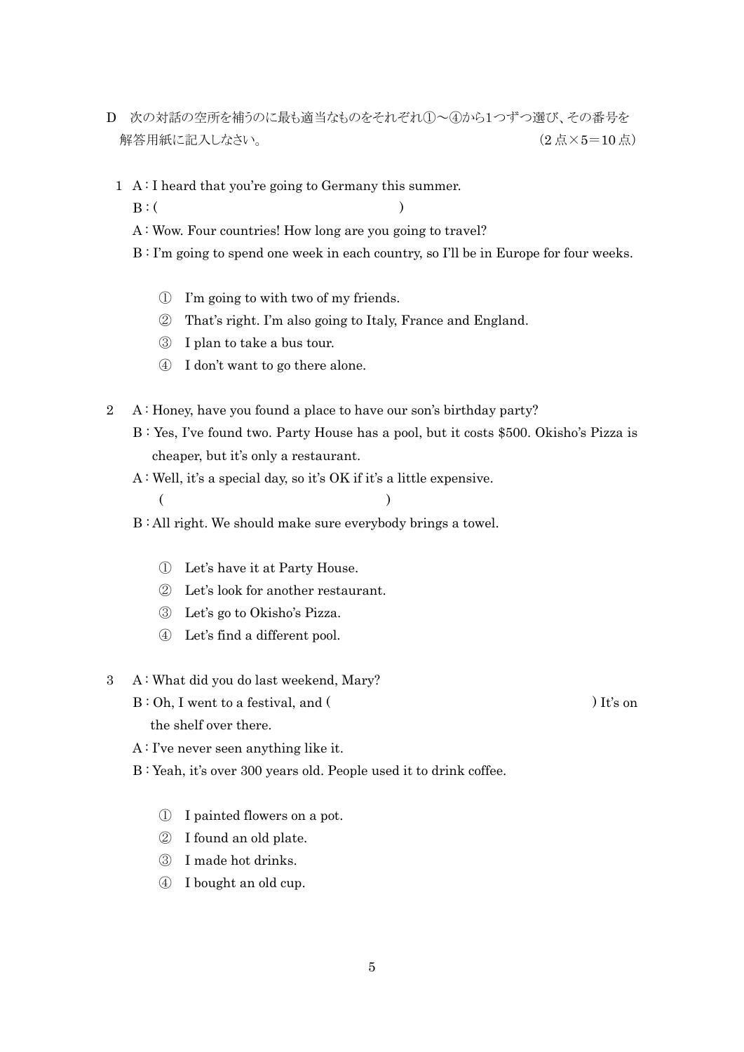D　次の対話の空所を補うのに最も適当なものをそれぞれ①～④から1つずつ選び、その番号を解答用紙に記入しなさい。　　　　　　　　　　　　　　　　　　　　　　　　　　　　　　（2点×5＝10点）

1　A : I heard that you're going to Germany this summer.

　B : (　　　　　　　　　　　　　　　　　　　　　　)

　A : Wow. Four countries! How long are you going to travel?

　B : I'm going to spend one week in each country, so I'll be in Europe for four weeks.

　　① I'm going to with two of my friends.
　　② That's right. I'm also going to Italy, France and England.
　　③ I plan to take a bus tour.
　　④ I don't want to go there alone.

2　A : Honey, have you found a place to have our son's birthday party?

　B : Yes, I've found two. Party House has a pool, but it costs $500. Okisho's Pizza is cheaper, but it's only a restaurant.

　A : Well, it's a special day, so it's OK if it's a little expensive.
　　(　　　　　　　　　　　　　　　　　　　　　　)

　B : All right. We should make sure everybody brings a towel.

　　① Let's have it at Party House.
　　② Let's look for another restaurant.
　　③ Let's go to Okisho's Pizza.
　　④ Let's find a different pool.

3　A : What did you do last weekend, Mary?

　B : Oh, I went to a festival, and (　　　　　　　　　　　　　　　　　　　　　　) It's on the shelf over there.

　A : I've never seen anything like it.

　B : Yeah, it's over 300 years old. People used it to drink coffee.

　　① I painted flowers on a pot.
　　② I found an old plate.
　　③ I made hot drinks.
　　④ I bought an old cup.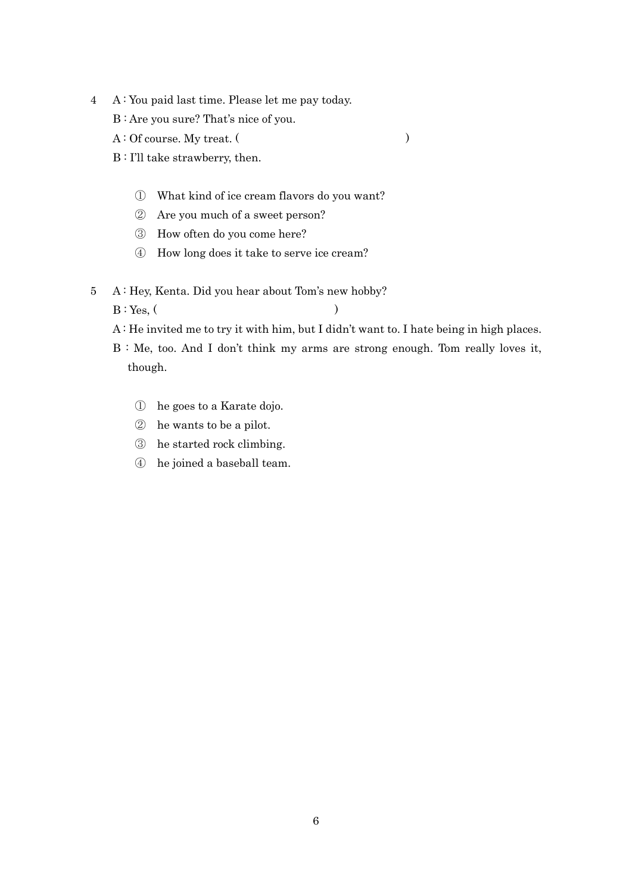4　A : You paid last time. Please let me pay today.

　B : Are you sure? That's nice of you.

　A : Of course. My treat. (　　　　　　　　　　　　　　　　)

　B : I'll take strawberry, then.

① What kind of ice cream flavors do you want?

② Are you much of a sweet person?

③ How often do you come here?

④ How long does it take to serve ice cream?

5　A : Hey, Kenta. Did you hear about Tom's new hobby?

　B : Yes, (　　　　　　　　　　　　　　　　)

　A : He invited me to try it with him, but I didn't want to. I hate being in high places.

　B : Me, too. And I don't think my arms are strong enough. Tom really loves it, though.

① he goes to a Karate dojo.

② he wants to be a pilot.

③ he started rock climbing.

④ he joined a baseball team.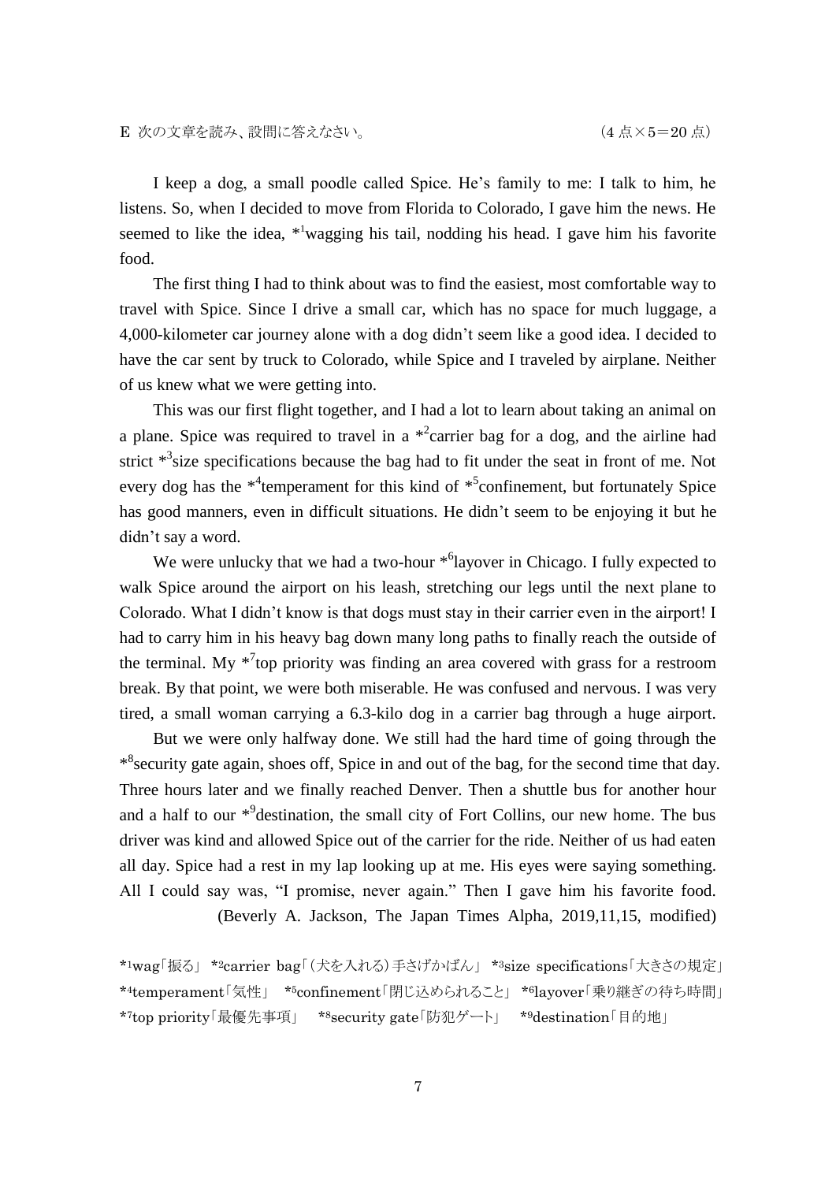E 次の文章を読み、設問に答えなさい。　　　　　　　　　　　　　　　（4 点×5＝20 点）

I keep a dog, a small poodle called Spice. He's family to me: I talk to him, he listens. So, when I decided to move from Florida to Colorado, I gave him the news. He seemed to like the idea, *[1]wagging his tail, nodding his head. I gave him his favorite food.

The first thing I had to think about was to find the easiest, most comfortable way to travel with Spice. Since I drive a small car, which has no space for much luggage, a 4,000-kilometer car journey alone with a dog didn't seem like a good idea. I decided to have the car sent by truck to Colorado, while Spice and I traveled by airplane. Neither of us knew what we were getting into.

This was our first flight together, and I had a lot to learn about taking an animal on a plane. Spice was required to travel in a *[2]carrier bag for a dog, and the airline had strict *[3]size specifications because the bag had to fit under the seat in front of me. Not every dog has the *[4]temperament for this kind of *[5]confinement, but fortunately Spice has good manners, even in difficult situations. He didn't seem to be enjoying it but he didn't say a word.

We were unlucky that we had a two-hour *[6]layover in Chicago. I fully expected to walk Spice around the airport on his leash, stretching our legs until the next plane to Colorado. What I didn't know is that dogs must stay in their carrier even in the airport! I had to carry him in his heavy bag down many long paths to finally reach the outside of the terminal. My *[7]top priority was finding an area covered with grass for a restroom break. By that point, we were both miserable. He was confused and nervous. I was very tired, a small woman carrying a 6.3-kilo dog in a carrier bag through a huge airport.

But we were only halfway done. We still had the hard time of going through the *[8]security gate again, shoes off, Spice in and out of the bag, for the second time that day. Three hours later and we finally reached Denver. Then a shuttle bus for another hour and a half to our *[9]destination, the small city of Fort Collins, our new home. The bus driver was kind and allowed Spice out of the carrier for the ride. Neither of us had eaten all day. Spice had a rest in my lap looking up at me. His eyes were saying something. All I could say was, "I promise, never again." Then I gave him his favorite food.

(Beverly A. Jackson, The Japan Times Alpha, 2019,11,15, modified)

*[1]wag「振る」 *[2]carrier bag「（犬を入れる）手さげかばん」 *[3]size specifications「大きさの規定」 *[4]temperament「気性」 *[5]confinement「閉じ込められること」 *[6]layover「乗り継ぎの待ち時間」 *[7]top priority「最優先事項」 *[8]security gate「防犯ゲート」 *[9]destination「目的地」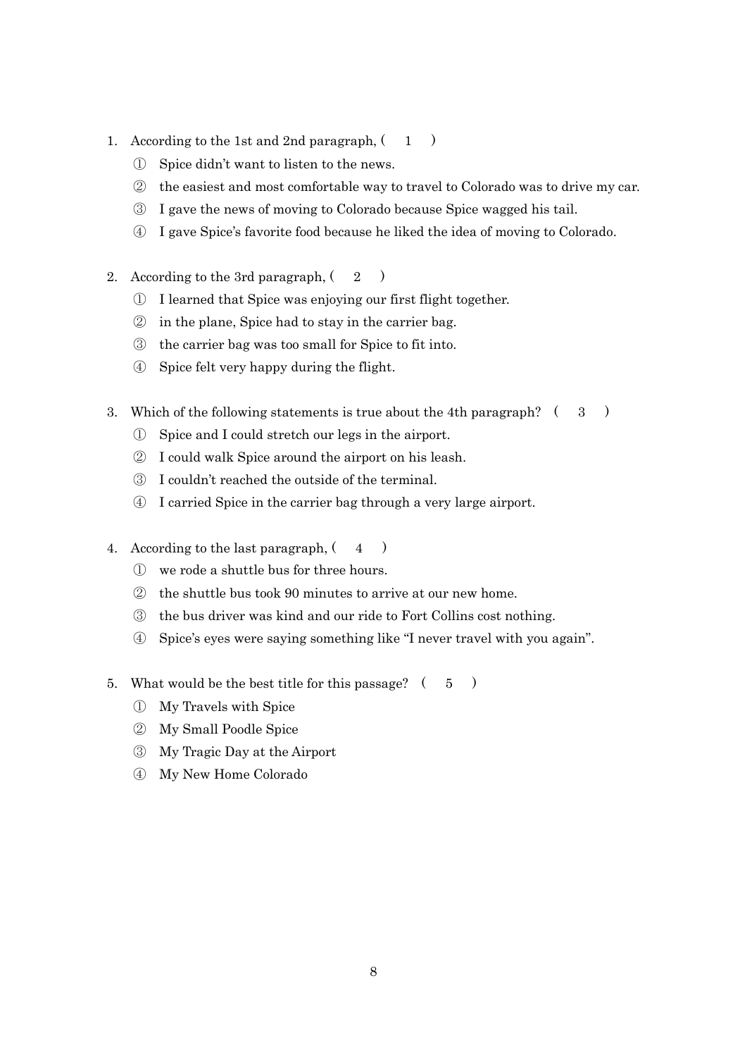1. According to the 1st and 2nd paragraph, (　1　)
   ① Spice didn't want to listen to the news.
   ② the easiest and most comfortable way to travel to Colorado was to drive my car.
   ③ I gave the news of moving to Colorado because Spice wagged his tail.
   ④ I gave Spice's favorite food because he liked the idea of moving to Colorado.

2. According to the 3rd paragraph, (　2　)
   ① I learned that Spice was enjoying our first flight together.
   ② in the plane, Spice had to stay in the carrier bag.
   ③ the carrier bag was too small for Spice to fit into.
   ④ Spice felt very happy during the flight.

3. Which of the following statements is true about the 4th paragraph? (　3　)
   ① Spice and I could stretch our legs in the airport.
   ② I could walk Spice around the airport on his leash.
   ③ I couldn't reached the outside of the terminal.
   ④ I carried Spice in the carrier bag through a very large airport.

4. According to the last paragraph, (　4　)
   ① we rode a shuttle bus for three hours.
   ② the shuttle bus took 90 minutes to arrive at our new home.
   ③ the bus driver was kind and our ride to Fort Collins cost nothing.
   ④ Spice's eyes were saying something like "I never travel with you again".

5. What would be the best title for this passage? (　5　)
   ① My Travels with Spice
   ② My Small Poodle Spice
   ③ My Tragic Day at the Airport
   ④ My New Home Colorado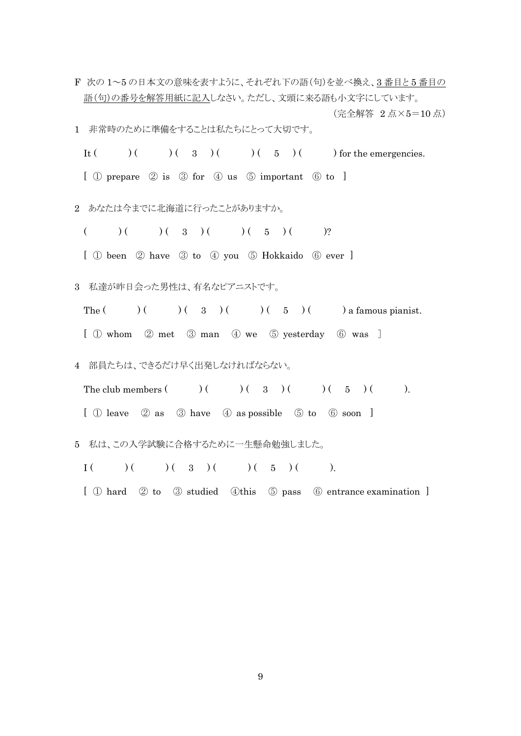F　次の 1～5 の日本文の意味を表すように、それぞれ下の語(句)を並べ換え、3 番目と 5 番目の語(句)の番号を解答用紙に記入しなさい。ただし、文頭に来る語も小文字にしています。

（完全解答　2 点×5＝10 点）

1　非常時のために準備をすることは私たちにとって大切です。

It (　　　) (　　　) (　3　) (　　　) (　5　) (　　　) for the emergencies.

[ ① prepare　② is　③ for　④ us　⑤ important　⑥ to ]

2　あなたは今までに北海道に行ったことがありますか。

(　　　) (　　　) (　3　) (　　　) (　5　) (　　　)?

[ ① been　② have　③ to　④ you　⑤ Hokkaido　⑥ ever ]

3　私達が昨日会った男性は、有名なピアニストです。

The (　　　) (　　　) (　3　) (　　　) (　5　) (　　　) a famous pianist.

[ ① whom　② met　③ man　④ we　⑤ yesterday　⑥ was ]

4　部員たちは、できるだけ早く出発しなければならない。

The club members (　　　) (　　　) (　3　) (　　　) (　5　) (　　　).

[ ① leave　② as　③ have　④ as possible　⑤ to　⑥ soon ]

5　私は、この入学試験に合格するために一生懸命勉強しました。

I (　　　) (　　　) (　3　) (　　　) (　5　) (　　　).

[ ① hard　② to　③ studied　④this　⑤ pass　⑥ entrance examination ]